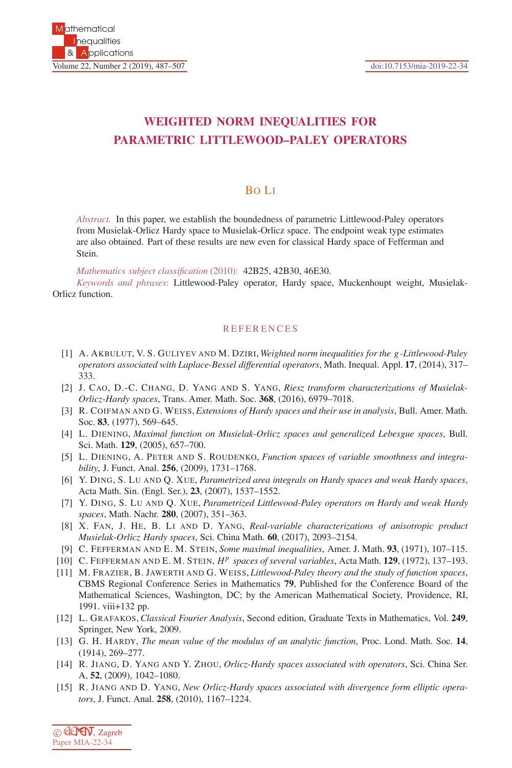# WEIGHTED NORM INEQUALITIES FOR PARAMETRIC LITTLEWOOD–PALEY OPERATORS

BO LI

*Abstract.* In this paper, we establish the boundedness of parametric Littlewood-Paley operators from Musielak-Orlicz Hardy space to Musielak-Orlicz space. The endpoint weak type estimates are also obtained. Part of these results are new even for classical Hardy space of Fefferman and Stein.

*Mathematics subject classification* (2010): 42B25, 42B30, 46E30.

*Keywords and phrases*: Littlewood-Paley operator, Hardy space, Muckenhoupt weight, Musielak-Orlicz function.

## REFERENCES

[1] A. AKBULUT, V. S. GULIYEV AND M. DZIRI, *Weighted norm inequalities for the g-Littlewood-Paley operators associated with Laplace-Bessel differential operators*, Math. Inequal. Appl. **17**, (2014), 317–333.

[2] J. CAO, D.-C. CHANG, D. YANG AND S. YANG, *Riesz transform characterizations of Musielak-Orlicz-Hardy spaces*, Trans. Amer. Math. Soc. **368**, (2016), 6979–7018.

[3] R. COIFMAN AND G. WEISS, *Extensions of Hardy spaces and their use in analysis*, Bull. Amer. Math. Soc. **83**, (1977), 569–645.

[4] L. DIENING, *Maximal function on Musielak-Orlicz spaces and generalized Lebesgue spaces*, Bull. Sci. Math. **129**, (2005), 657–700.

[5] L. DIENING, A. PETER AND S. ROUDENKO, *Function spaces of variable smoothness and integrability*, J. Funct. Anal. **256**, (2009), 1731–1768.

[6] Y. DING, S. LU AND Q. XUE, *Parametrized area integrals on Hardy spaces and weak Hardy spaces*, Acta Math. Sin. (Engl. Ser.), **23**, (2007), 1537–1552.

[7] Y. DING, S. LU AND Q. XUE, *Parametrized Littlewood-Paley operators on Hardy and weak Hardy spaces*, Math. Nachr. **280**, (2007), 351–363.

[8] X. FAN, J. HE, B. LI AND D. YANG, *Real-variable characterizations of anisotropic product Musielak-Orlicz Hardy spaces*, Sci. China Math. **60**, (2017), 2093–2154.

[9] C. FEFFERMAN AND E. M. STEIN, *Some maximal inequalities*, Amer. J. Math. **93**, (1971), 107–115.

[10] C. FEFFERMAN AND E. M. STEIN, *$H^p$ spaces of several variables*, Acta Math. **129**, (1972), 137–193.

[11] M. FRAZIER, B. JAWERTH AND G. WEISS, *Littlewood-Paley theory and the study of function spaces*, CBMS Regional Conference Series in Mathematics **79**, Published for the Conference Board of the Mathematical Sciences, Washington, DC; by the American Mathematical Society, Providence, RI, 1991. viii+132 pp.

[12] L. GRAFAKOS, *Classical Fourier Analysis*, Second edition, Graduate Texts in Mathematics, Vol. **249**, Springer, New York, 2009.

[13] G. H. HARDY, *The mean value of the modulus of an analytic function*, Proc. Lond. Math. Soc. **14**, (1914), 269–277.

[14] R. JIANG, D. YANG AND Y. ZHOU, *Orlicz-Hardy spaces associated with operators*, Sci. China Ser. A, **52**, (2009), 1042–1080.

[15] R. JIANG AND D. YANG, *New Orlicz-Hardy spaces associated with divergence form elliptic operators*, J. Funct. Anal. **258**, (2010), 1167–1224.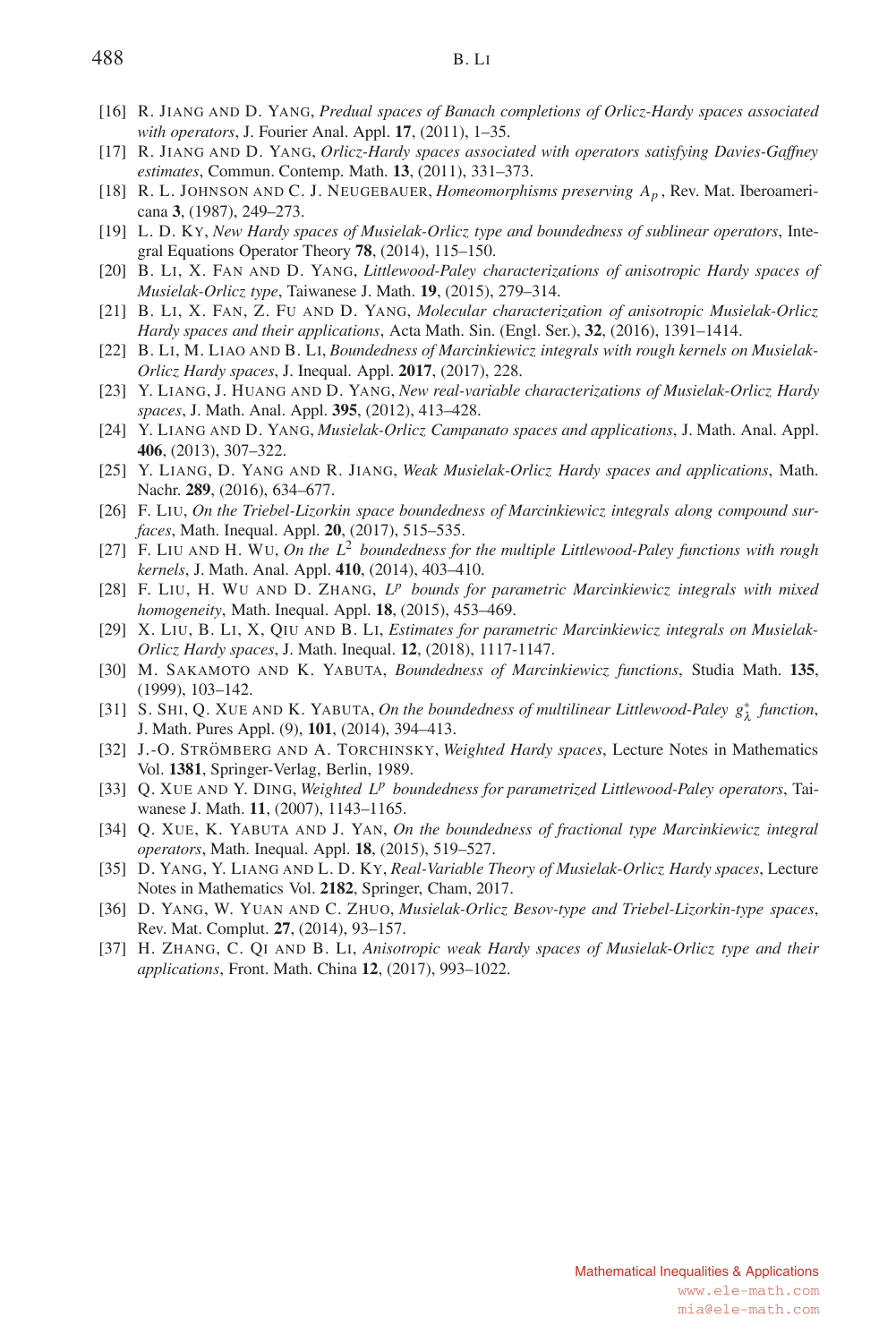[16] R. Jiang and D. Yang, *Predual spaces of Banach completions of Orlicz-Hardy spaces associated with operators*, J. Fourier Anal. Appl. **17**, (2011), 1–35.

[17] R. Jiang and D. Yang, *Orlicz-Hardy spaces associated with operators satisfying Davies-Gaffney estimates*, Commun. Contemp. Math. **13**, (2011), 331–373.

[18] R. L. Johnson and C. J. Neugebauer, *Homeomorphisms preserving $A_p$*, Rev. Mat. Iberoamericana **3**, (1987), 249–273.

[19] L. D. Ky, *New Hardy spaces of Musielak-Orlicz type and boundedness of sublinear operators*, Integral Equations Operator Theory **78**, (2014), 115–150.

[20] B. Li, X. Fan and D. Yang, *Littlewood-Paley characterizations of anisotropic Hardy spaces of Musielak-Orlicz type*, Taiwanese J. Math. **19**, (2015), 279–314.

[21] B. Li, X. Fan, Z. Fu and D. Yang, *Molecular characterization of anisotropic Musielak-Orlicz Hardy spaces and their applications*, Acta Math. Sin. (Engl. Ser.), **32**, (2016), 1391–1414.

[22] B. Li, M. Liao and B. Li, *Boundedness of Marcinkiewicz integrals with rough kernels on Musielak-Orlicz Hardy spaces*, J. Inequal. Appl. **2017**, (2017), 228.

[23] Y. Liang, J. Huang and D. Yang, *New real-variable characterizations of Musielak-Orlicz Hardy spaces*, J. Math. Anal. Appl. **395**, (2012), 413–428.

[24] Y. Liang and D. Yang, *Musielak-Orlicz Campanato spaces and applications*, J. Math. Anal. Appl. **406**, (2013), 307–322.

[25] Y. Liang, D. Yang and R. Jiang, *Weak Musielak-Orlicz Hardy spaces and applications*, Math. Nachr. **289**, (2016), 634–677.

[26] F. Liu, *On the Triebel-Lizorkin space boundedness of Marcinkiewicz integrals along compound surfaces*, Math. Inequal. Appl. **20**, (2017), 515–535.

[27] F. Liu and H. Wu, *On the $L^2$ boundedness for the multiple Littlewood-Paley functions with rough kernels*, J. Math. Anal. Appl. **410**, (2014), 403–410.

[28] F. Liu, H. Wu and D. Zhang, *$L^p$ bounds for parametric Marcinkiewicz integrals with mixed homogeneity*, Math. Inequal. Appl. **18**, (2015), 453–469.

[29] X. Liu, B. Li, X, Qiu and B. Li, *Estimates for parametric Marcinkiewicz integrals on Musielak-Orlicz Hardy spaces*, J. Math. Inequal. **12**, (2018), 1117-1147.

[30] M. Sakamoto and K. Yabuta, *Boundedness of Marcinkiewicz functions*, Studia Math. **135**, (1999), 103–142.

[31] S. Shi, Q. Xue and K. Yabuta, *On the boundedness of multilinear Littlewood-Paley $g_\lambda^*$ function*, J. Math. Pures Appl. (9), **101**, (2014), 394–413.

[32] J.-O. Strömberg and A. Torchinsky, *Weighted Hardy spaces*, Lecture Notes in Mathematics Vol. **1381**, Springer-Verlag, Berlin, 1989.

[33] Q. Xue and Y. Ding, *Weighted $L^p$ boundedness for parametrized Littlewood-Paley operators*, Taiwanese J. Math. **11**, (2007), 1143–1165.

[34] Q. Xue, K. Yabuta and J. Yan, *On the boundedness of fractional type Marcinkiewicz integral operators*, Math. Inequal. Appl. **18**, (2015), 519–527.

[35] D. Yang, Y. Liang and L. D. Ky, *Real-Variable Theory of Musielak-Orlicz Hardy spaces*, Lecture Notes in Mathematics Vol. **2182**, Springer, Cham, 2017.

[36] D. Yang, W. Yuan and C. Zhuo, *Musielak-Orlicz Besov-type and Triebel-Lizorkin-type spaces*, Rev. Mat. Complut. **27**, (2014), 93–157.

[37] H. Zhang, C. Qi and B. Li, *Anisotropic weak Hardy spaces of Musielak-Orlicz type and their applications*, Front. Math. China **12**, (2017), 993–1022.